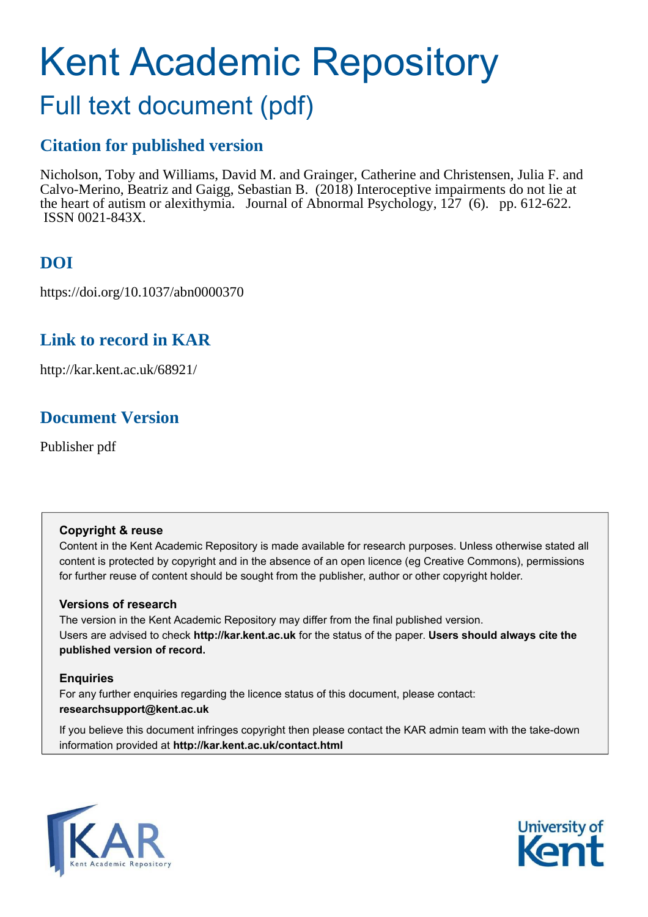# Kent Academic Repository

## Full text document (pdf)

### Citation for published version

Nicholson, Toby and Williams, David M. and Grainger, Catherine and Christensen, Julia F. and Calvo-Merino, Beatriz and Gaigg, Sebastian B. (2018) Interoceptive impairments do not lie at the heart of autism or alexithymia. Journal of Abnormal Psychology, 127 (6). pp. 612-622. ISSN 0021-843X.

### DOI

https://doi.org/10.1037/abn0000370

### Link to record in KAR

http://kar.kent.ac.uk/68921/

### Document Version

Publisher pdf

**Copyright & reuse**

Content in the Kent Academic Repository is made available for research purposes. Unless otherwise stated all content is protected by copyright and in the absence of an open licence (eg Creative Commons), permissions for further reuse of content should be sought from the publisher, author or other copyright holder.

**Versions of research**

The version in the Kent Academic Repository may differ from the final published version. Users are advised to check **http://kar.kent.ac.uk** for the status of the paper. **Users should always cite the published version of record.**

**Enquiries**

For any further enquiries regarding the licence status of this document, please contact: **researchsupport@kent.ac.uk**

If you believe this document infringes copyright then please contact the KAR admin team with the take-down information provided at **http://kar.kent.ac.uk/contact.html**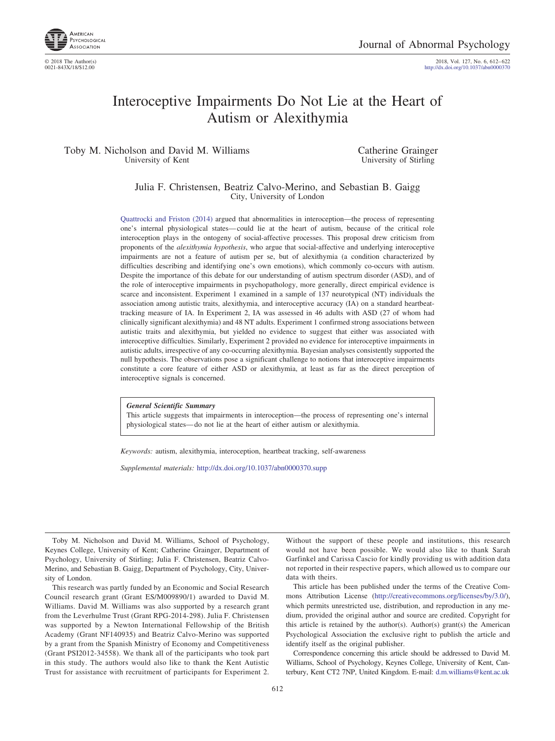# Interoceptive Impairments Do Not Lie at the Heart of Autism or Alexithymia

Toby M. Nicholson and David M. Williams
University of Kent

Catherine Grainger
University of Stirling

Julia F. Christensen, Beatriz Calvo-Merino, and Sebastian B. Gaigg
City, University of London

Quattrocki and Friston (2014) argued that abnormalities in interoception—the process of representing one's internal physiological states—could lie at the heart of autism, because of the critical role interoception plays in the ontogeny of social-affective processes. This proposal drew criticism from proponents of the *alexithymia hypothesis*, who argue that social-affective and underlying interoceptive impairments are not a feature of autism per se, but of alexithymia (a condition characterized by difficulties describing and identifying one's own emotions), which commonly co-occurs with autism. Despite the importance of this debate for our understanding of autism spectrum disorder (ASD), and of the role of interoceptive impairments in psychopathology, more generally, direct empirical evidence is scarce and inconsistent. Experiment 1 examined in a sample of 137 neurotypical (NT) individuals the association among autistic traits, alexithymia, and interoceptive accuracy (IA) on a standard heartbeat-tracking measure of IA. In Experiment 2, IA was assessed in 46 adults with ASD (27 of whom had clinically significant alexithymia) and 48 NT adults. Experiment 1 confirmed strong associations between autistic traits and alexithymia, but yielded no evidence to suggest that either was associated with interoceptive difficulties. Similarly, Experiment 2 provided no evidence for interoceptive impairments in autistic adults, irrespective of any co-occurring alexithymia. Bayesian analyses consistently supported the null hypothesis. The observations pose a significant challenge to notions that interoceptive impairments constitute a core feature of either ASD or alexithymia, at least as far as the direct perception of interoceptive signals is concerned.

***General Scientific Summary***
This article suggests that impairments in interoception—the process of representing one's internal physiological states—do not lie at the heart of either autism or alexithymia.

*Keywords:* autism, alexithymia, interoception, heartbeat tracking, self-awareness

*Supplemental materials:* http://dx.doi.org/10.1037/abn0000370.supp

---

Toby M. Nicholson and David M. Williams, School of Psychology, Keynes College, University of Kent; Catherine Grainger, Department of Psychology, University of Stirling; Julia F. Christensen, Beatriz Calvo-Merino, and Sebastian B. Gaigg, Department of Psychology, City, University of London.

This research was partly funded by an Economic and Social Research Council research grant (Grant ES/M009890/1) awarded to David M. Williams. David M. Williams was also supported by a research grant from the Leverhulme Trust (Grant RPG-2014-298). Julia F. Christensen was supported by a Newton International Fellowship of the British Academy (Grant NF140935) and Beatriz Calvo-Merino was supported by a grant from the Spanish Ministry of Economy and Competitiveness (Grant PSI2012-34558). We thank all of the participants who took part in this study. The authors would also like to thank the Kent Autistic Trust for assistance with recruitment of participants for Experiment 2. Without the support of these people and institutions, this research would not have been possible. We would also like to thank Sarah Garfinkel and Carissa Cascio for kindly providing us with addition data not reported in their respective papers, which allowed us to compare our data with theirs.

This article has been published under the terms of the Creative Commons Attribution License (http://creativecommons.org/licenses/by/3.0/), which permits unrestricted use, distribution, and reproduction in any medium, provided the original author and source are credited. Copyright for this article is retained by the author(s). Author(s) grant(s) the American Psychological Association the exclusive right to publish the article and identify itself as the original publisher.

Correspondence concerning this article should be addressed to David M. Williams, School of Psychology, Keynes College, University of Kent, Canterbury, Kent CT2 7NP, United Kingdom. E-mail: d.m.williams@kent.ac.uk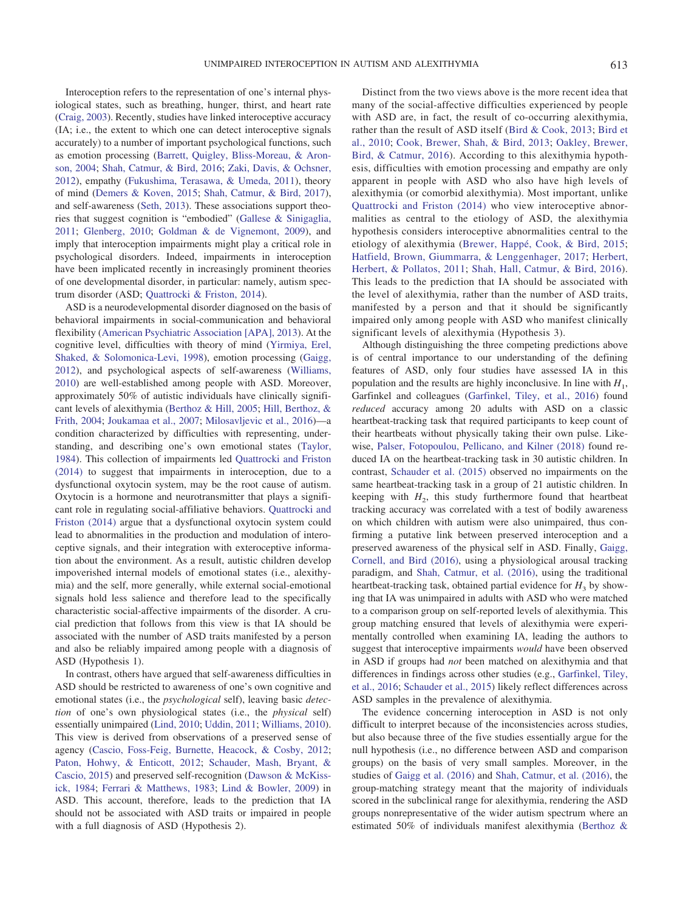Interoception refers to the representation of one's internal physiological states, such as breathing, hunger, thirst, and heart rate (Craig, 2003). Recently, studies have linked interoceptive accuracy (IA; i.e., the extent to which one can detect interoceptive signals accurately) to a number of important psychological functions, such as emotion processing (Barrett, Quigley, Bliss-Moreau, & Aronson, 2004; Shah, Catmur, & Bird, 2016; Zaki, Davis, & Ochsner, 2012), empathy (Fukushima, Terasawa, & Umeda, 2011), theory of mind (Demers & Koven, 2015; Shah, Catmur, & Bird, 2017), and self-awareness (Seth, 2013). These associations support theories that suggest cognition is "embodied" (Gallese & Sinigaglia, 2011; Glenberg, 2010; Goldman & de Vignemont, 2009), and imply that interoception impairments might play a critical role in psychological disorders. Indeed, impairments in interoception have been implicated recently in increasingly prominent theories of one developmental disorder, in particular: namely, autism spectrum disorder (ASD; Quattrocki & Friston, 2014).

ASD is a neurodevelopmental disorder diagnosed on the basis of behavioral impairments in social-communication and behavioral flexibility (American Psychiatric Association [APA], 2013). At the cognitive level, difficulties with theory of mind (Yirmiya, Erel, Shaked, & Solomonica-Levi, 1998), emotion processing (Gaigg, 2012), and psychological aspects of self-awareness (Williams, 2010) are well-established among people with ASD. Moreover, approximately 50% of autistic individuals have clinically significant levels of alexithymia (Berthoz & Hill, 2005; Hill, Berthoz, & Frith, 2004; Joukamaa et al., 2007; Milosavljevic et al., 2016)—a condition characterized by difficulties with representing, understanding, and describing one's own emotional states (Taylor, 1984). This collection of impairments led Quattrocki and Friston (2014) to suggest that impairments in interoception, due to a dysfunctional oxytocin system, may be the root cause of autism. Oxytocin is a hormone and neurotransmitter that plays a significant role in regulating social-affiliative behaviors. Quattrocki and Friston (2014) argue that a dysfunctional oxytocin system could lead to abnormalities in the production and modulation of interoceptive signals, and their integration with exteroceptive information about the environment. As a result, autistic children develop impoverished internal models of emotional states (i.e., alexithymia) and the self, more generally, while external social-emotional signals hold less salience and therefore lead to the specifically characteristic social-affective impairments of the disorder. A crucial prediction that follows from this view is that IA should be associated with the number of ASD traits manifested by a person and also be reliably impaired among people with a diagnosis of ASD (Hypothesis 1).

In contrast, others have argued that self-awareness difficulties in ASD should be restricted to awareness of one's own cognitive and emotional states (i.e., the *psychological* self), leaving basic *detection* of one's own physiological states (i.e., the *physical* self) essentially unimpaired (Lind, 2010; Uddin, 2011; Williams, 2010). This view is derived from observations of a preserved sense of agency (Cascio, Foss-Feig, Burnette, Heacock, & Cosby, 2012; Paton, Hohwy, & Enticott, 2012; Schauder, Mash, Bryant, & Cascio, 2015) and preserved self-recognition (Dawson & McKissick, 1984; Ferrari & Matthews, 1983; Lind & Bowler, 2009) in ASD. This account, therefore, leads to the prediction that IA should not be associated with ASD traits or impaired in people with a full diagnosis of ASD (Hypothesis 2).

Distinct from the two views above is the more recent idea that many of the social-affective difficulties experienced by people with ASD are, in fact, the result of co-occurring alexithymia, rather than the result of ASD itself (Bird & Cook, 2013; Bird et al., 2010; Cook, Brewer, Shah, & Bird, 2013; Oakley, Brewer, Bird, & Catmur, 2016). According to this alexithymia hypothesis, difficulties with emotion processing and empathy are only apparent in people with ASD who also have high levels of alexithymia (or comorbid alexithymia). Most important, unlike Quattrocki and Friston (2014) who view interoceptive abnormalities as central to the etiology of ASD, the alexithymia hypothesis considers interoceptive abnormalities central to the etiology of alexithymia (Brewer, Happé, Cook, & Bird, 2015; Hatfield, Brown, Giummarra, & Lenggenhager, 2017; Herbert, Herbert, & Pollatos, 2011; Shah, Hall, Catmur, & Bird, 2016). This leads to the prediction that IA should be associated with the level of alexithymia, rather than the number of ASD traits, manifested by a person and that it should be significantly impaired only among people with ASD who manifest clinically significant levels of alexithymia (Hypothesis 3).

Although distinguishing the three competing predictions above is of central importance to our understanding of the defining features of ASD, only four studies have assessed IA in this population and the results are highly inconclusive. In line with $H_1$, Garfinkel and colleagues (Garfinkel, Tiley, et al., 2016) found *reduced* accuracy among 20 adults with ASD on a classic heartbeat-tracking task that required participants to keep count of their heartbeats without physically taking their own pulse. Likewise, Palser, Fotopoulou, Pellicano, and Kilner (2018) found reduced IA on the heartbeat-tracking task in 30 autistic children. In contrast, Schauder et al. (2015) observed no impairments on the same heartbeat-tracking task in a group of 21 autistic children. In keeping with $H_2$, this study furthermore found that heartbeat tracking accuracy was correlated with a test of bodily awareness on which children with autism were also unimpaired, thus confirming a putative link between preserved interoception and a preserved awareness of the physical self in ASD. Finally, Gaigg, Cornell, and Bird (2016), using a physiological arousal tracking paradigm, and Shah, Catmur, et al. (2016), using the traditional heartbeat-tracking task, obtained partial evidence for $H_3$ by showing that IA was unimpaired in adults with ASD who were matched to a comparison group on self-reported levels of alexithymia. This group matching ensured that levels of alexithymia were experimentally controlled when examining IA, leading the authors to suggest that interoceptive impairments *would* have been observed in ASD if groups had *not* been matched on alexithymia and that differences in findings across other studies (e.g., Garfinkel, Tiley, et al., 2016; Schauder et al., 2015) likely reflect differences across ASD samples in the prevalence of alexithymia.

The evidence concerning interoception in ASD is not only difficult to interpret because of the inconsistencies across studies, but also because three of the five studies essentially argue for the null hypothesis (i.e., no difference between ASD and comparison groups) on the basis of very small samples. Moreover, in the studies of Gaigg et al. (2016) and Shah, Catmur, et al. (2016), the group-matching strategy meant that the majority of individuals scored in the subclinical range for alexithymia, rendering the ASD groups nonrepresentative of the wider autism spectrum where an estimated 50% of individuals manifest alexithymia (Berthoz &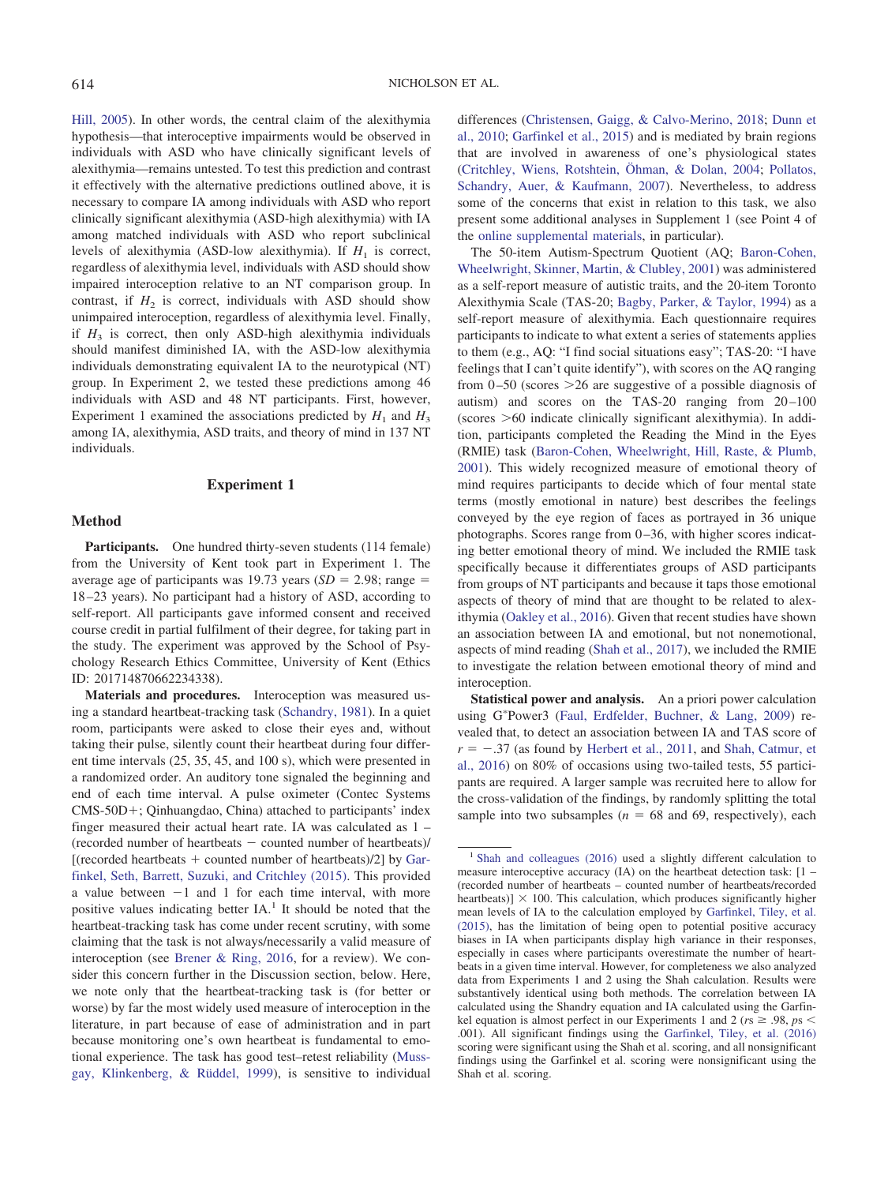Hill, 2005). In other words, the central claim of the alexithymia hypothesis—that interoceptive impairments would be observed in individuals with ASD who have clinically significant levels of alexithymia—remains untested. To test this prediction and contrast it effectively with the alternative predictions outlined above, it is necessary to compare IA among individuals with ASD who report clinically significant alexithymia (ASD-high alexithymia) with IA among matched individuals with ASD who report subclinical levels of alexithymia (ASD-low alexithymia). If $H_1$ is correct, regardless of alexithymia level, individuals with ASD should show impaired interoception relative to an NT comparison group. In contrast, if $H_2$ is correct, individuals with ASD should show unimpaired interoception, regardless of alexithymia level. Finally, if $H_3$ is correct, then only ASD-high alexithymia individuals should manifest diminished IA, with the ASD-low alexithymia individuals demonstrating equivalent IA to the neurotypical (NT) group. In Experiment 2, we tested these predictions among 46 individuals with ASD and 48 NT participants. First, however, Experiment 1 examined the associations predicted by $H_1$ and $H_3$ among IA, alexithymia, ASD traits, and theory of mind in 137 NT individuals.

## Experiment 1

### Method

**Participants.** One hundred thirty-seven students (114 female) from the University of Kent took part in Experiment 1. The average age of participants was 19.73 years ($SD$ = 2.98; range = 18–23 years). No participant had a history of ASD, according to self-report. All participants gave informed consent and received course credit in partial fulfilment of their degree, for taking part in the study. The experiment was approved by the School of Psychology Research Ethics Committee, University of Kent (Ethics ID: 201714870662234338).

**Materials and procedures.** Interoception was measured using a standard heartbeat-tracking task (Schandry, 1981). In a quiet room, participants were asked to close their eyes and, without taking their pulse, silently count their heartbeat during four different time intervals (25, 35, 45, and 100 s), which were presented in a randomized order. An auditory tone signaled the beginning and end of each time interval. A pulse oximeter (Contec Systems CMS-50D+; Qinhuangdao, China) attached to participants' index finger measured their actual heart rate. IA was calculated as 1 – (recorded number of heartbeats − counted number of heartbeats)/[(recorded heartbeats + counted number of heartbeats)/2] by Garfinkel, Seth, Barrett, Suzuki, and Critchley (2015). This provided a value between −1 and 1 for each time interval, with more positive values indicating better IA.[1] It should be noted that the heartbeat-tracking task has come under recent scrutiny, with some claiming that the task is not always/necessarily a valid measure of interoception (see Brener & Ring, 2016, for a review). We consider this concern further in the Discussion section, below. Here, we note only that the heartbeat-tracking task is (for better or worse) by far the most widely used measure of interoception in the literature, in part because of ease of administration and in part because monitoring one's own heartbeat is fundamental to emotional experience. The task has good test–retest reliability (Mussgay, Klinkenberg, & Rüddel, 1999), is sensitive to individual differences (Christensen, Gaigg, & Calvo-Merino, 2018; Dunn et al., 2010; Garfinkel et al., 2015) and is mediated by brain regions that are involved in awareness of one's physiological states (Critchley, Wiens, Rotshtein, Öhman, & Dolan, 2004; Pollatos, Schandry, Auer, & Kaufmann, 2007). Nevertheless, to address some of the concerns that exist in relation to this task, we also present some additional analyses in Supplement 1 (see Point 4 of the online supplemental materials, in particular).

The 50-item Autism-Spectrum Quotient (AQ; Baron-Cohen, Wheelwright, Skinner, Martin, & Clubley, 2001) was administered as a self-report measure of autistic traits, and the 20-item Toronto Alexithymia Scale (TAS-20; Bagby, Parker, & Taylor, 1994) as a self-report measure of alexithymia. Each questionnaire requires participants to indicate to what extent a series of statements apply to them (e.g., AQ: "I find social situations easy"; TAS-20: "I have feelings that I can't quite identify"), with scores on the AQ ranging from 0–50 (scores >26 are suggestive of a possible diagnosis of autism) and scores on the TAS-20 ranging from 20–100 (scores >60 indicate clinically significant alexithymia). In addition, participants completed the Reading the Mind in the Eyes (RMIE) task (Baron-Cohen, Wheelwright, Hill, Raste, & Plumb, 2001). This widely recognized measure of emotional theory of mind requires participants to decide which of four mental state terms (mostly emotional in nature) best describes the feelings conveyed by the eye region of faces as portrayed in 36 unique photographs. Scores range from 0–36, with higher scores indicating better emotional theory of mind. We included the RMIE task specifically because it differentiates groups of ASD participants from groups of NT participants and because it taps those emotional aspects of theory of mind that are thought to be related to alexithymia (Oakley et al., 2016). Given that recent studies have shown an association between IA and emotional, but not nonemotional, aspects of mind reading (Shah et al., 2017), we included the RMIE to investigate the relation between emotional theory of mind and interoception.

**Statistical power and analysis.** An a priori power calculation using G*Power3 (Faul, Erdfelder, Buchner, & Lang, 2009) revealed that, to detect an association between IA and TAS score of $r$ = −.37 (as found by Herbert et al., 2011, and Shah, Catmur, et al., 2016) on 80% of occasions using two-tailed tests, 55 participants are required. A larger sample was recruited here to allow for the cross-validation of the findings, by randomly splitting the total sample into two subsamples ($n$ = 68 and 69, respectively), each

[1] Shah and colleagues (2016) used a slightly different calculation to measure interoceptive accuracy (IA) on the heartbeat detection task: [1 – (recorded number of heartbeats – counted number of heartbeats/recorded heartbeats)] × 100. This calculation, which produces significantly higher mean levels of IA to the calculation employed by Garfinkel, Tiley, et al. (2015), has the limitation of being open to potential positive accuracy biases in IA when participants display high variance in their responses, especially in cases where participants overestimate the number of heartbeats in a given time interval. However, for completeness we also analyzed data from Experiments 1 and 2 using the Shah calculation. Results were substantively identical using both methods. The correlation between IA calculated using the Shandry equation and IA calculated using the Garfinkel equation is almost perfect in our Experiments 1 and 2 ($rs \geq .98$, $ps < .001$). All significant findings using the Garfinkel, Tiley, et al. (2016) scoring were significant using the Shah et al. scoring, and all nonsignificant findings using the Garfinkel et al. scoring were nonsignificant using the Shah et al. scoring.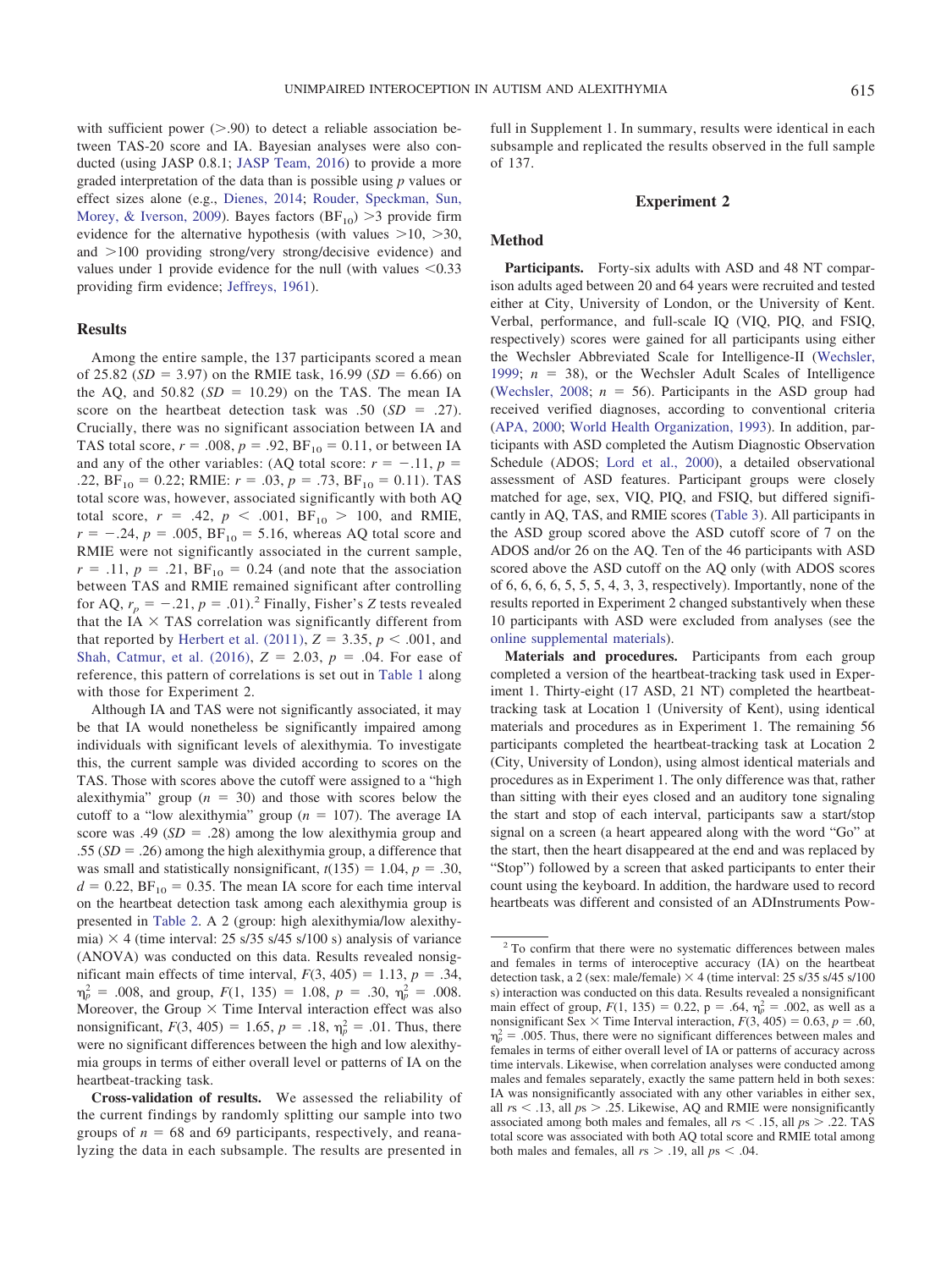with sufficient power (>.90) to detect a reliable association between TAS-20 score and IA. Bayesian analyses were also conducted (using JASP 0.8.1; JASP Team, 2016) to provide a more graded interpretation of the data than is possible using *p* values or effect sizes alone (e.g., Dienes, 2014; Rouder, Speckman, Sun, Morey, & Iverson, 2009). Bayes factors ($BF_{10}$) >3 provide firm evidence for the alternative hypothesis (with values >10, >30, and >100 providing strong/very strong/decisive evidence) and values under 1 provide evidence for the null (with values <0.33 providing firm evidence; Jeffreys, 1961).

### Results

Among the entire sample, the 137 participants scored a mean of 25.82 ($SD$ = 3.97) on the RMIE task, 16.99 ($SD$ = 6.66) on the AQ, and 50.82 ($SD$ = 10.29) on the TAS. The mean IA score on the heartbeat detection task was .50 ($SD$ = .27). Crucially, there was no significant association between IA and TAS total score, $r = .008$, $p = .92$, $BF_{10} = 0.11$, or between IA and any of the other variables: (AQ total score: $r = -.11$, $p = .22$, $BF_{10} = 0.22$; RMIE: $r = .03$, $p = .73$, $BF_{10} = 0.11$). TAS total score was, however, associated significantly with both AQ total score, $r = .42$, $p < .001$, $BF_{10} > 100$, and RMIE, $r = -.24$, $p = .005$, $BF_{10} = 5.16$, whereas AQ total score and RMIE were not significantly associated in the current sample, $r = .11$, $p = .21$, $BF_{10} = 0.24$ (and note that the association between TAS and RMIE remained significant after controlling for AQ, $r_p = -.21$, $p = .01$).[2] Finally, Fisher's $Z$ tests revealed that the IA × TAS correlation was significantly different from that reported by Herbert et al. (2011), $Z = 3.35$, $p < .001$, and Shah, Catmur, et al. (2016), $Z = 2.03$, $p = .04$. For ease of reference, this pattern of correlations is set out in Table 1 along with those for Experiment 2.

Although IA and TAS were not significantly associated, it may be that IA would nonetheless be significantly impaired among individuals with significant levels of alexithymia. To investigate this, the current sample was divided according to scores on the TAS. Those with scores above the cutoff were assigned to a "high alexithymia" group ($n$ = 30) and those with scores below the cutoff to a "low alexithymia" group ($n$ = 107). The average IA score was .49 ($SD$ = .28) among the low alexithymia group and .55 ($SD$ = .26) among the high alexithymia group, a difference that was small and statistically nonsignificant, $t(135) = 1.04$, $p = .30$, $d = 0.22$, $BF_{10} = 0.35$. The mean IA score for each time interval on the heartbeat detection task among each alexithymia group is presented in Table 2. A 2 (group: high alexithymia/low alexithymia) × 4 (time interval: 25 s/35 s/45 s/100 s) analysis of variance (ANOVA) was conducted on this data. Results revealed nonsignificant main effects of time interval, $F(3, 405) = 1.13$, $p = .34$, $\eta_p^2 = .008$, and group, $F(1, 135) = 1.08$, $p = .30$, $\eta_p^2 = .008$. Moreover, the Group × Time Interval interaction effect was also nonsignificant, $F(3, 405) = 1.65$, $p = .18$, $\eta_p^2 = .01$. Thus, there were no significant differences between the high and low alexithymia groups in terms of either overall level or patterns of IA on the heartbeat-tracking task.

**Cross-validation of results.** We assessed the reliability of the current findings by randomly splitting our sample into two groups of $n$ = 68 and 69 participants, respectively, and reanalyzing the data in each subsample. The results are presented in full in Supplement 1. In summary, results were identical in each subsample and replicated the results observed in the full sample of 137.

## Experiment 2

### Method

**Participants.** Forty-six adults with ASD and 48 NT comparison adults aged between 20 and 64 years were recruited and tested either at City, University of London, or the University of Kent. Verbal, performance, and full-scale IQ (VIQ, PIQ, and FSIQ, respectively) scores were gained for all participants using either the Wechsler Abbreviated Scale for Intelligence-II (Wechsler, 1999; $n$ = 38), or the Wechsler Adult Scales of Intelligence (Wechsler, 2008; $n$ = 56). Participants in the ASD group had received verified diagnoses, according to conventional criteria (APA, 2000; World Health Organization, 1993). In addition, participants with ASD completed the Autism Diagnostic Observation Schedule (ADOS; Lord et al., 2000), a detailed observational assessment of ASD features. Participant groups were closely matched for age, sex, VIQ, PIQ, and FSIQ, but differed significantly in AQ, TAS, and RMIE scores (Table 3). All participants in the ASD group scored above the ASD cutoff score of 7 on the ADOS and/or 26 on the AQ. Ten of the 46 participants with ASD scored above the ASD cutoff on the AQ only (with ADOS scores of 6, 6, 6, 6, 5, 5, 5, 4, 3, 3, respectively). Importantly, none of the results reported in Experiment 2 changed substantively when these 10 participants with ASD were excluded from analyses (see the online supplemental materials).

**Materials and procedures.** Participants from each group completed a version of the heartbeat-tracking task used in Experiment 1. Thirty-eight (17 ASD, 21 NT) completed the heartbeat-tracking task at Location 1 (University of Kent), using identical materials and procedures as in Experiment 1. The remaining 56 participants completed the heartbeat-tracking task at Location 2 (City, University of London), using almost identical materials and procedures as in Experiment 1. The only difference was that, rather than sitting with their eyes closed and an auditory tone signaling the start and stop of each interval, participants saw a start/stop signal on a screen (a heart appeared along with the word "Go" at the start, then the heart disappeared at the end and was replaced by "Stop") followed by a screen that asked participants to enter their count using the keyboard. In addition, the hardware used to record heartbeats was different and consisted of an ADInstruments Pow-

---

[2] To confirm that there were no systematic differences between males and females in terms of interoceptive accuracy (IA) on the heartbeat detection task, a 2 (sex: male/female) × 4 (time interval: 25 s/35 s/45 s/100 s) interaction was conducted on this data. Results revealed a nonsignificant main effect of group, $F(1, 135) = 0.22$, $p = .64$, $\eta_p^2 = .002$, as well as a nonsignificant Sex × Time Interval interaction, $F(3, 405) = 0.63$, $p = .60$, $\eta_p^2 = .005$. Thus, there were no significant differences between males and females in terms of either overall level of IA or patterns of accuracy across time intervals. Likewise, when correlation analyses were conducted among males and females separately, exactly the same pattern held in both sexes: IA was nonsignificantly associated with any other variables in either sex, all $rs < .13$, all $ps > .25$. Likewise, AQ and RMIE were nonsignificantly associated among both males and females, all $rs < .15$, all $ps > .22$. TAS total score was associated with both AQ total score and RMIE total among both males and females, all $rs > .19$, all $ps < .04$.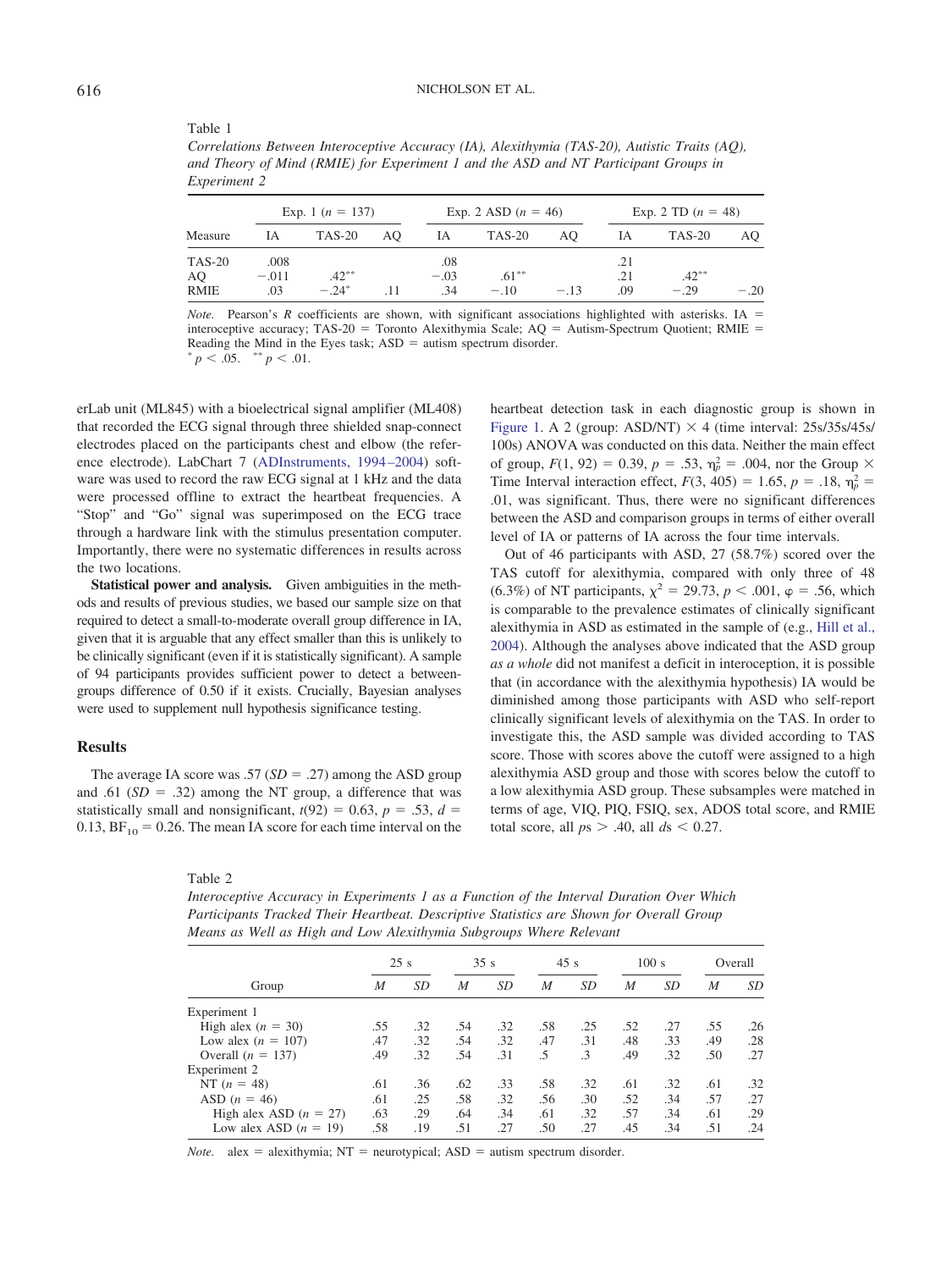Table 1

*Correlations Between Interoceptive Accuracy (IA), Alexithymia (TAS-20), Autistic Traits (AQ), and Theory of Mind (RMIE) for Experiment 1 and the ASD and NT Participant Groups in Experiment 2*

| | Exp. 1 ($n$ = 137) | | | Exp. 2 ASD ($n$ = 46) | | | Exp. 2 TD ($n$ = 48) | | |
|---|---|---|---|---|---|---|---|---|---|
| Measure | IA | TAS-20 | AQ | IA | TAS-20 | AQ | IA | TAS-20 | AQ |
| TAS-20 | .008 | | | .08 | | | .21 | | |
| AQ | −.011 | .42** | | −.03 | .61** | | .21 | .42** | |
| RMIE | .03 | −.24* | .11 | .34 | −.10 | −.13 | .09 | −.29 | −.20 |

*Note.* Pearson's *R* coefficients are shown, with significant associations highlighted with asterisks. IA = interoceptive accuracy; TAS-20 = Toronto Alexithymia Scale; AQ = Autism-Spectrum Quotient; RMIE = Reading the Mind in the Eyes task; ASD = autism spectrum disorder.
* $p < .05$. ** $p < .01$.

erLab unit (ML845) with a bioelectrical signal amplifier (ML408) that recorded the ECG signal through three shielded snap-connect electrodes placed on the participants chest and elbow (the reference electrode). LabChart 7 (ADInstruments, 1994–2004) software was used to record the raw ECG signal at 1 kHz and the data were processed offline to extract the heartbeat frequencies. A "Stop" and "Go" signal was superimposed on the ECG trace through a hardware link with the stimulus presentation computer. Importantly, there were no systematic differences in results across the two locations.

**Statistical power and analysis.** Given ambiguities in the methods and results of previous studies, we based our sample size on that required to detect a small-to-moderate overall group difference in IA, given that it is arguable that any effect smaller than this is unlikely to be clinically significant (even if it is statistically significant). A sample of 94 participants provides sufficient power to detect a between-groups difference of 0.50 if it exists. Crucially, Bayesian analyses were used to supplement null hypothesis significance testing.

## Results

The average IA score was .57 ($SD$ = .27) among the ASD group and .61 ($SD$ = .32) among the NT group, a difference that was statistically small and nonsignificant, $t(92) = 0.63$, $p = .53$, $d = 0.13$, $BF_{10} = 0.26$. The mean IA score for each time interval on the heartbeat detection task in each diagnostic group is shown in Figure 1. A 2 (group: ASD/NT) × 4 (time interval: 25s/35s/45s/100s) ANOVA was conducted on this data. Neither the main effect of group, $F(1, 92) = 0.39$, $p = .53$, $\eta_p^2 = .004$, nor the Group × Time Interval interaction effect, $F(3, 405) = 1.65$, $p = .18$, $\eta_p^2 = .01$, was significant. Thus, there were no significant differences between the ASD and comparison groups in terms of either overall level of IA or patterns of IA across the four time intervals.

Out of 46 participants with ASD, 27 (58.7%) scored over the TAS cutoff for alexithymia, compared with only three of 48 (6.3%) of NT participants, $\chi^2 = 29.73$, $p < .001$, $\varphi = .56$, which is comparable to the prevalence estimates of clinically significant alexithymia in ASD as estimated in the sample of (e.g., Hill et al., 2004). Although the analyses above indicated that the ASD group *as a whole* did not manifest a deficit in interoception, it is possible that (in accordance with the alexithymia hypothesis) IA would be diminished among those participants with ASD who self-report clinically significant levels of alexithymia on the TAS. In order to investigate this, the ASD sample was divided according to TAS score. Those with scores above the cutoff were assigned to a high alexithymia ASD group and those with scores below the cutoff to a low alexithymia ASD group. These subsamples were matched in terms of age, VIQ, PIQ, FSIQ, sex, ADOS total score, and RMIE total score, all $ps > .40$, all $ds < 0.27$.

Table 2

*Interoceptive Accuracy in Experiments 1 as a Function of the Interval Duration Over Which Participants Tracked Their Heartbeat. Descriptive Statistics are Shown for Overall Group Means as Well as High and Low Alexithymia Subgroups Where Relevant*

| | 25 s | | 35 s | | 45 s | | 100 s | | Overall | |
|---|---|---|---|---|---|---|---|---|---|---|
| Group | *M* | *SD* | *M* | *SD* | *M* | *SD* | *M* | *SD* | *M* | *SD* |
| Experiment 1 | | | | | | | | | | |
| High alex ($n$ = 30) | .55 | .32 | .54 | .32 | .58 | .25 | .52 | .27 | .55 | .26 |
| Low alex ($n$ = 107) | .47 | .32 | .54 | .32 | .47 | .31 | .48 | .33 | .49 | .28 |
| Overall ($n$ = 137) | .49 | .32 | .54 | .31 | .5 | .3 | .49 | .32 | .50 | .27 |
| Experiment 2 | | | | | | | | | | |
| NT ($n$ = 48) | .61 | .36 | .62 | .33 | .58 | .32 | .61 | .32 | .61 | .32 |
| ASD ($n$ = 46) | .61 | .25 | .58 | .32 | .56 | .30 | .52 | .34 | .57 | .27 |
| High alex ASD ($n$ = 27) | .63 | .29 | .64 | .34 | .61 | .32 | .57 | .34 | .61 | .29 |
| Low alex ASD ($n$ = 19) | .58 | .19 | .51 | .27 | .50 | .27 | .45 | .34 | .51 | .24 |

*Note.* alex = alexithymia; NT = neurotypical; ASD = autism spectrum disorder.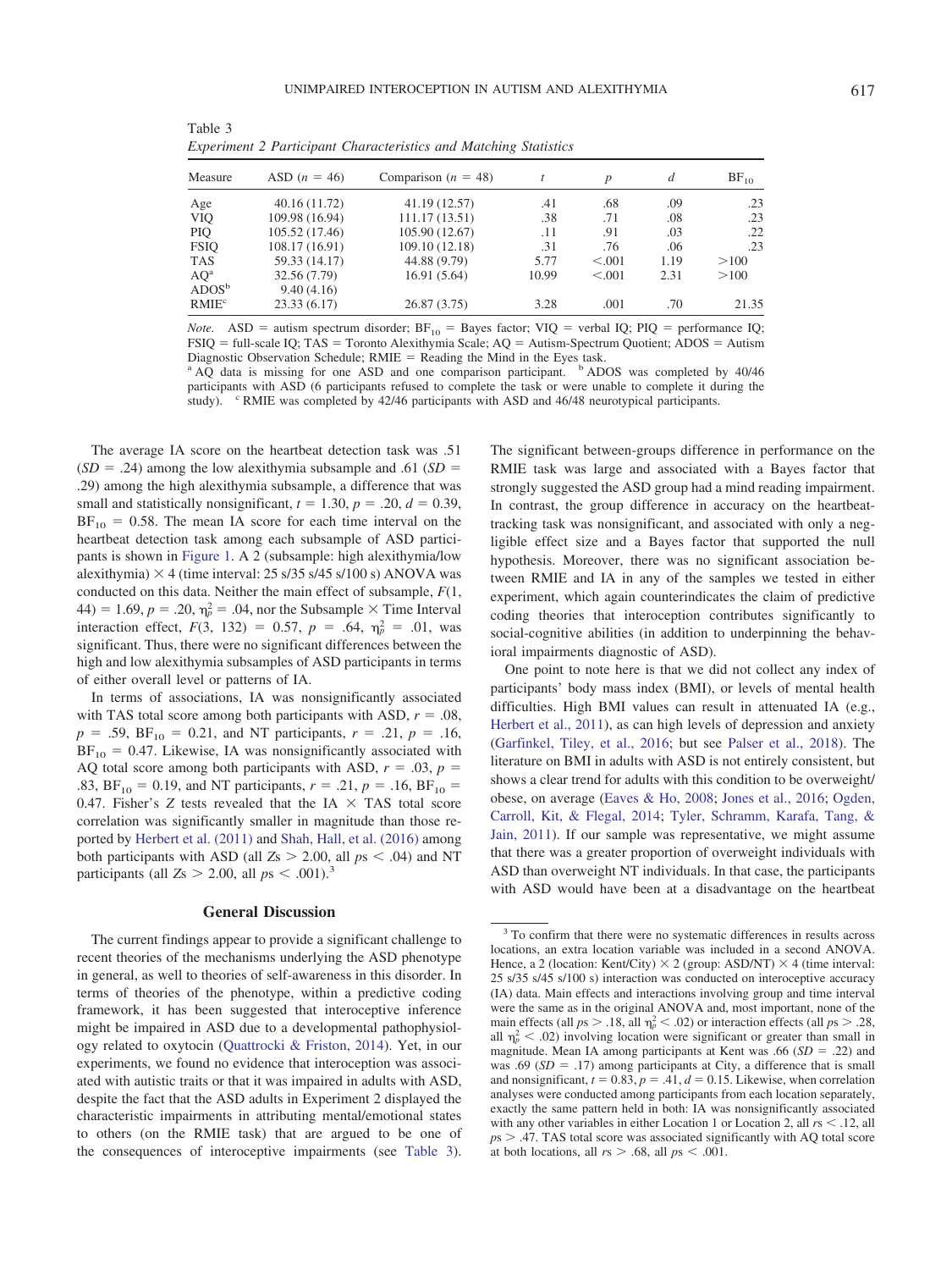Table 3
*Experiment 2 Participant Characteristics and Matching Statistics*

| Measure | ASD ($n$ = 46) | Comparison ($n$ = 48) | $t$ | $p$ | $d$ | $BF_{10}$ |
|---|---|---|---|---|---|---|
| Age | 40.16 (11.72) | 41.19 (12.57) | .41 | .68 | .09 | .23 |
| VIQ | 109.98 (16.94) | 111.17 (13.51) | .38 | .71 | .08 | .23 |
| PIQ | 105.52 (17.46) | 105.90 (12.67) | .11 | .91 | .03 | .22 |
| FSIQ | 108.17 (16.91) | 109.10 (12.18) | .31 | .76 | .06 | .23 |
| TAS | 59.33 (14.17) | 44.88 (9.79) | 5.77 | <.001 | 1.19 | >100 |
| AQ[a] | 32.56 (7.79) | 16.91 (5.64) | 10.99 | <.001 | 2.31 | >100 |
| ADOS[b] | 9.40 (4.16) | | | | | |
| RMIE[c] | 23.33 (6.17) | 26.87 (3.75) | 3.28 | .001 | .70 | 21.35 |

*Note.* ASD = autism spectrum disorder; $BF_{10}$ = Bayes factor; VIQ = verbal IQ; PIQ = performance IQ; FSIQ = full-scale IQ; TAS = Toronto Alexithymia Scale; AQ = Autism-Spectrum Quotient; ADOS = Autism Diagnostic Observation Schedule; RMIE = Reading the Mind in the Eyes task.
[a] AQ data is missing for one ASD and one comparison participant. [b] ADOS was completed by 40/46 participants with ASD (6 participants refused to complete the task or were unable to complete it during the study). [c] RMIE was completed by 42/46 participants with ASD and 46/48 neurotypical participants.

The average IA score on the heartbeat detection task was .51 ($SD$ = .24) among the low alexithymia subsample and .61 ($SD$ = .29) among the high alexithymia subsample, a difference that was small and statistically nonsignificant, $t$ = 1.30, $p$ = .20, $d$ = 0.39, $BF_{10}$ = 0.58. The mean IA score for each time interval on the heartbeat detection task among each subsample of ASD participants is shown in Figure 1. A 2 (subsample: high alexithymia/low alexithymia) × 4 (time interval: 25 s/35 s/45 s/100 s) ANOVA was conducted on this data. Neither the main effect of subsample, $F(1, 44)$ = 1.69, $p$ = .20, $\eta_p^2$ = .04, nor the Subsample × Time Interval interaction effect, $F(3, 132)$ = 0.57, $p$ = .64, $\eta_p^2$ = .01, was significant. Thus, there were no significant differences between the high and low alexithymia subsamples of ASD participants in terms of either overall level or patterns of IA.

In terms of associations, IA was nonsignificantly associated with TAS total score among both participants with ASD, $r$ = .08, $p$ = .59, $BF_{10}$ = 0.21, and NT participants, $r$ = .21, $p$ = .16, $BF_{10}$ = 0.47. Likewise, IA was nonsignificantly associated with AQ total score among both participants with ASD, $r$ = .03, $p$ = .83, $BF_{10}$ = 0.19, and NT participants, $r$ = .21, $p$ = .16, $BF_{10}$ = 0.47. Fisher's $Z$ tests revealed that the IA × TAS total score correlation was significantly smaller in magnitude than those reported by Herbert et al. (2011) and Shah, Hall, et al. (2016) among both participants with ASD (all $Zs$ > 2.00, all $ps$ < .04) and NT participants (all $Zs$ > 2.00, all $ps$ < .001).[3]

## General Discussion

The current findings appear to provide a significant challenge to recent theories of the mechanisms underlying the ASD phenotype in general, as well to theories of self-awareness in this disorder. In terms of theories of the phenotype, within a predictive coding framework, it has been suggested that interoceptive inference might be impaired in ASD due to a developmental pathophysiology related to oxytocin (Quattrocki & Friston, 2014). Yet, in our experiments, we found no evidence that interoception was associated with autistic traits or that it was impaired in adults with ASD, despite the fact that the ASD adults in Experiment 2 displayed the characteristic impairments in attributing mental/emotional states to others (on the RMIE task) that are argued to be one of the consequences of interoceptive impairments (see Table 3). The significant between-groups difference in performance on the RMIE task was large and associated with a Bayes factor that strongly suggested the ASD group had a mind reading impairment. In contrast, the group difference in accuracy on the heartbeat-tracking task was nonsignificant, and associated with only a negligible effect size and a Bayes factor that supported the null hypothesis. Moreover, there was no significant association between RMIE and IA in any of the samples we tested in either experiment, which again counterindicates the claim of predictive coding theories that interoception contributes significantly to social-cognitive abilities (in addition to underpinning the behavioral impairments diagnostic of ASD).

One point to note here is that we did not collect any index of participants' body mass index (BMI), or levels of mental health difficulties. High BMI values can result in attenuated IA (e.g., Herbert et al., 2011), as can high levels of depression and anxiety (Garfinkel, Tiley, et al., 2016; but see Palser et al., 2018). The literature on BMI in adults with ASD is not entirely consistent, but shows a clear trend for adults with this condition to be overweight/obese, on average (Eaves & Ho, 2008; Jones et al., 2016; Ogden, Carroll, Kit, & Flegal, 2014; Tyler, Schramm, Karafa, Tang, & Jain, 2011). If our sample was representative, we might assume that there was a greater proportion of overweight individuals with ASD than overweight NT individuals. In that case, the participants with ASD would have been at a disadvantage on the heartbeat

[3] To confirm that there were no systematic differences in results across locations, an extra location variable was included in a second ANOVA. Hence, a 2 (location: Kent/City) × 2 (group: ASD/NT) × 4 (time interval: 25 s/35 s/45 s/100 s) interaction was conducted on interoceptive accuracy (IA) data. Main effects and interactions involving group and time interval were the same as in the original ANOVA and, most important, none of the main effects (all $ps$ > .18, all $\eta_p^2$ < .02) or interaction effects (all $ps$ > .28, all $\eta_p^2$ < .02) involving location were significant or greater than small in magnitude. Mean IA among participants at Kent was .66 ($SD$ = .22) and was .69 ($SD$ = .17) among participants at City, a difference that is small and nonsignificant, $t$ = 0.83, $p$ = .41, $d$ = 0.15. Likewise, when correlation analyses were conducted among participants from each location separately, exactly the same pattern held in both: IA was nonsignificantly associated with any other variables in either Location 1 or Location 2, all $rs$ < .12, all $ps$ > .47. TAS total score was associated significantly with AQ total score at both locations, all $rs$ > .68, all $ps$ < .001.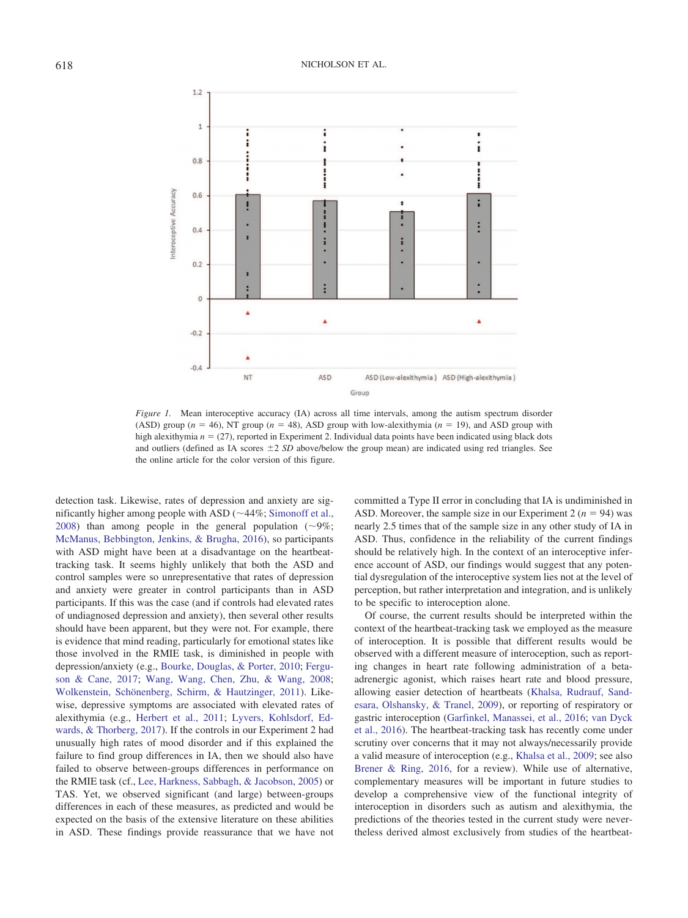*Figure 1.* Mean interoceptive accuracy (IA) across all time intervals, among the autism spectrum disorder (ASD) group ($n$ = 46), NT group ($n$ = 48), ASD group with low-alexithymia ($n$ = 19), and ASD group with high alexithymia $n$ = (27), reported in Experiment 2. Individual data points have been indicated using black dots and outliers (defined as IA scores ±2 *SD* above/below the group mean) are indicated using red triangles. See the online article for the color version of this figure.

detection task. Likewise, rates of depression and anxiety are significantly higher among people with ASD (~44%; Simonoff et al., 2008) than among people in the general population (~9%; McManus, Bebbington, Jenkins, & Brugha, 2016), so participants with ASD might have been at a disadvantage on the heartbeat-tracking task. It seems highly unlikely that both the ASD and control samples were so unrepresentative that rates of depression and anxiety were greater in control participants than in ASD participants. If this was the case (and if controls had elevated rates of undiagnosed depression and anxiety), then several other results should have been apparent, but they were not. For example, there is evidence that mind reading, particularly for emotional states like those involved in the RMIE task, is diminished in people with depression/anxiety (e.g., Bourke, Douglas, & Porter, 2010; Ferguson & Cane, 2017; Wang, Wang, Chen, Zhu, & Wang, 2008; Wolkenstein, Schönenberg, Schirm, & Hautzinger, 2011). Likewise, depressive symptoms are associated with elevated rates of alexithymia (e.g., Herbert et al., 2011; Lyvers, Kohlsdorf, Edwards, & Thorberg, 2017). If the controls in our Experiment 2 had unusually high rates of mood disorder and if this explained the failure to find group differences in IA, then we should also have failed to observe between-groups differences in performance on the RMIE task (cf., Lee, Harkness, Sabbagh, & Jacobson, 2005) or TAS. Yet, we observed significant (and large) between-groups differences in each of these measures, as predicted and would be expected on the basis of the extensive literature on these abilities in ASD. These findings provide reassurance that we have not committed a Type II error in concluding that IA is undiminished in ASD. Moreover, the sample size in our Experiment 2 ($n$ = 94) was nearly 2.5 times that of the sample size in any other study of IA in ASD. Thus, confidence in the reliability of the current findings should be relatively high. In the context of an interoceptive inference account of ASD, our findings would suggest that any potential dysregulation of the interoceptive system lies not at the level of perception, but rather interpretation and integration, and is unlikely to be specific to interoception alone.

Of course, the current results should be interpreted within the context of the heartbeat-tracking task we employed as the measure of interoception. It is possible that different results would be observed with a different measure of interoception, such as reporting changes in heart rate following administration of a beta-adrenergic agonist, which raises heart rate and blood pressure, allowing easier detection of heartbeats (Khalsa, Rudrauf, Sandesara, Olshansky, & Tranel, 2009), or reporting of respiratory or gastric interoception (Garfinkel, Manassei, et al., 2016; van Dyck et al., 2016). The heartbeat-tracking task has recently come under scrutiny over concerns that it may not always/necessarily provide a valid measure of interoception (e.g., Khalsa et al., 2009; see also Brener & Ring, 2016, for a review). While use of alternative, complementary measures will be important in future studies to develop a comprehensive view of the functional integrity of interoception in disorders such as autism and alexithymia, the predictions of the theories tested in the current study were nevertheless derived almost exclusively from studies of the heartbeat-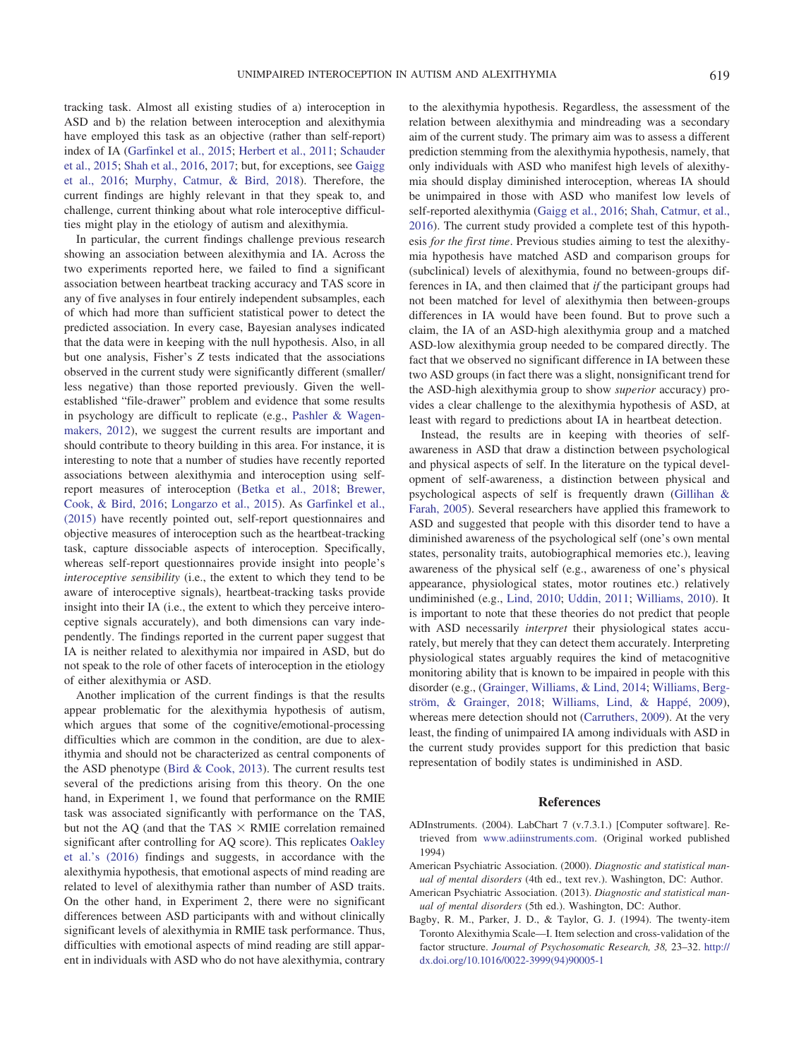tracking task. Almost all existing studies of a) interoception in ASD and b) the relation between interoception and alexithymia have employed this task as an objective (rather than self-report) index of IA (Garfinkel et al., 2015; Herbert et al., 2011; Schauder et al., 2015; Shah et al., 2016, 2017; but, for exceptions, see Gaigg et al., 2016; Murphy, Catmur, & Bird, 2018). Therefore, the current findings are highly relevant in that they speak to, and challenge, current thinking about what role interoceptive difficulties might play in the etiology of autism and alexithymia.

In particular, the current findings challenge previous research showing an association between alexithymia and IA. Across the two experiments reported here, we failed to find a significant association between heartbeat tracking accuracy and TAS score in any of five analyses in four entirely independent subsamples, each of which had more than sufficient statistical power to detect the predicted association. In every case, Bayesian analyses indicated that the data were in keeping with the null hypothesis. Also, in all but one analysis, Fisher's *Z* tests indicated that the associations observed in the current study were significantly different (smaller/less negative) than those reported previously. Given the well-established "file-drawer" problem and evidence that some results in psychology are difficult to replicate (e.g., Pashler & Wagenmakers, 2012), we suggest the current results are important and should contribute to theory building in this area. For instance, it is interesting to note that a number of studies have recently reported associations between alexithymia and interoception using self-report measures of interoception (Betka et al., 2018; Brewer, Cook, & Bird, 2016; Longarzo et al., 2015). As Garfinkel et al., (2015) have recently pointed out, self-report questionnaires and objective measures of interoception such as the heartbeat-tracking task, capture dissociable aspects of interoception. Specifically, whereas self-report questionnaires provide insight into people's *interoceptive sensibility* (i.e., the extent to which they tend to be aware of interoceptive signals), heartbeat-tracking tasks provide insight into their IA (i.e., the extent to which they perceive interoceptive signals accurately), and both dimensions can vary independently. The findings reported in the current paper suggest that IA is neither related to alexithymia nor impaired in ASD, but do not speak to the role of other facets of interoception in the etiology of either alexithymia or ASD.

Another implication of the current findings is that the results appear problematic for the alexithymia hypothesis of autism, which argues that some of the cognitive/emotional-processing difficulties which are common in the condition, are due to alexithymia and should not be characterized as central components of the ASD phenotype (Bird & Cook, 2013). The current results test several of the predictions arising from this theory. On the one hand, in Experiment 1, we found that performance on the RMIE task was associated significantly with performance on the TAS, but not the AQ (and that the TAS × RMIE correlation remained significant after controlling for AQ score). This replicates Oakley et al.'s (2016) findings and suggests, in accordance with the alexithymia hypothesis, that emotional aspects of mind reading are related to level of alexithymia rather than number of ASD traits. On the other hand, in Experiment 2, there were no significant differences between ASD participants with and without clinically significant levels of alexithymia in RMIE task performance. Thus, difficulties with emotional aspects of mind reading are still apparent in individuals with ASD who do not have alexithymia, contrary to the alexithymia hypothesis. Regardless, the assessment of the relation between alexithymia and mindreading was a secondary aim of the current study. The primary aim was to assess a different prediction stemming from the alexithymia hypothesis, namely, that only individuals with ASD who manifest high levels of alexithymia should display diminished interoception, whereas IA should be unimpaired in those with ASD who manifest low levels of self-reported alexithymia (Gaigg et al., 2016; Shah, Catmur, et al., 2016). The current study provided a complete test of this hypothesis *for the first time*. Previous studies aiming to test the alexithymia hypothesis have matched ASD and comparison groups for (subclinical) levels of alexithymia, found no between-groups differences in IA, and then claimed that *if* the participant groups had not been matched for level of alexithymia then between-groups differences in IA would have been found. But to prove such a claim, the IA of an ASD-high alexithymia group and a matched ASD-low alexithymia group needed to be compared directly. The fact that we observed no significant difference in IA between these two ASD groups (in fact there was a slight, nonsignificant trend for the ASD-high alexithymia group to show *superior* accuracy) provides a clear challenge to the alexithymia hypothesis of ASD, at least with regard to predictions about IA in heartbeat detection.

Instead, the results are in keeping with theories of self-awareness in ASD that draw a distinction between psychological and physical aspects of self. In the literature on the typical development of self-awareness, a distinction between physical and psychological aspects of self is frequently drawn (Gillihan & Farah, 2005). Several researchers have applied this framework to ASD and suggested that people with this disorder tend to have a diminished awareness of the psychological self (one's own mental states, personality traits, autobiographical memories etc.), leaving awareness of the physical self (e.g., awareness of one's physical appearance, physiological states, motor routines etc.) relatively undiminished (e.g., Lind, 2010; Uddin, 2011; Williams, 2010). It is important to note that these theories do not predict that people with ASD necessarily *interpret* their physiological states accurately, but merely that they can detect them accurately. Interpreting physiological states arguably requires the kind of metacognitive monitoring ability that is known to be impaired in people with this disorder (e.g., (Grainger, Williams, & Lind, 2014; Williams, Bergström, & Grainger, 2018; Williams, Lind, & Happé, 2009), whereas mere detection should not (Carruthers, 2009). At the very least, the finding of unimpaired IA among individuals with ASD in the current study provides support for this prediction that basic representation of bodily states is undiminished in ASD.

## References

ADInstruments. (2004). LabChart 7 (v.7.3.1.) [Computer software]. Retrieved from www.adiinstruments.com. (Original worked published 1994)

American Psychiatric Association. (2000). *Diagnostic and statistical manual of mental disorders* (4th ed., text rev.). Washington, DC: Author.

American Psychiatric Association. (2013). *Diagnostic and statistical manual of mental disorders* (5th ed.). Washington, DC: Author.

Bagby, R. M., Parker, J. D., & Taylor, G. J. (1994). The twenty-item Toronto Alexithymia Scale—I. Item selection and cross-validation of the factor structure. *Journal of Psychosomatic Research, 38,* 23–32. http://dx.doi.org/10.1016/0022-3999(94)90005-1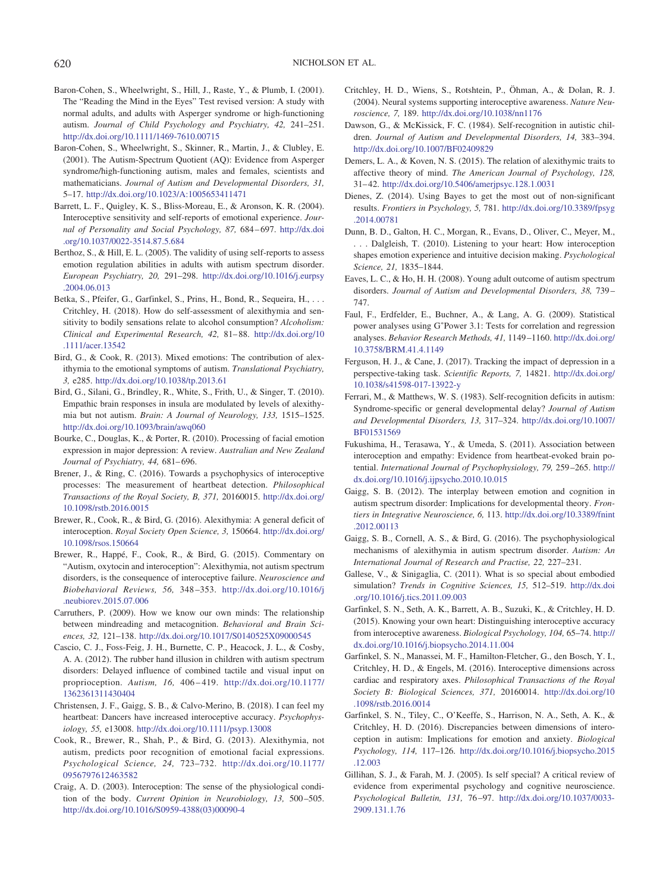Baron-Cohen, S., Wheelwright, S., Hill, J., Raste, Y., & Plumb, I. (2001). The "Reading the Mind in the Eyes" Test revised version: A study with normal adults, and adults with Asperger syndrome or high-functioning autism. *Journal of Child Psychology and Psychiatry, 42,* 241–251. http://dx.doi.org/10.1111/1469-7610.00715

Baron-Cohen, S., Wheelwright, S., Skinner, R., Martin, J., & Clubley, E. (2001). The Autism-Spectrum Quotient (AQ): Evidence from Asperger syndrome/high-functioning autism, males and females, scientists and mathematicians. *Journal of Autism and Developmental Disorders, 31,* 5–17. http://dx.doi.org/10.1023/A:1005653411471

Barrett, L. F., Quigley, K. S., Bliss-Moreau, E., & Aronson, K. R. (2004). Interoceptive sensitivity and self-reports of emotional experience. *Journal of Personality and Social Psychology, 87,* 684–697. http://dx.doi.org/10.1037/0022-3514.87.5.684

Berthoz, S., & Hill, E. L. (2005). The validity of using self-reports to assess emotion regulation abilities in adults with autism spectrum disorder. *European Psychiatry, 20,* 291–298. http://dx.doi.org/10.1016/j.eurpsy.2004.06.013

Betka, S., Pfeifer, G., Garfinkel, S., Prins, H., Bond, R., Sequeira, H., . . . Critchley, H. (2018). How do self-assessment of alexithymia and sensitivity to bodily sensations relate to alcohol consumption? *Alcoholism: Clinical and Experimental Research, 42,* 81–88. http://dx.doi.org/10.1111/acer.13542

Bird, G., & Cook, R. (2013). Mixed emotions: The contribution of alexithymia to the emotional symptoms of autism. *Translational Psychiatry, 3,* e285. http://dx.doi.org/10.1038/tp.2013.61

Bird, G., Silani, G., Brindley, R., White, S., Frith, U., & Singer, T. (2010). Empathic brain responses in insula are modulated by levels of alexithymia but not autism. *Brain: A Journal of Neurology, 133,* 1515–1525. http://dx.doi.org/10.1093/brain/awq060

Bourke, C., Douglas, K., & Porter, R. (2010). Processing of facial emotion expression in major depression: A review. *Australian and New Zealand Journal of Psychiatry, 44,* 681–696.

Brener, J., & Ring, C. (2016). Towards a psychophysics of interoceptive processes: The measurement of heartbeat detection. *Philosophical Transactions of the Royal Society, B, 371,* 20160015. http://dx.doi.org/10.1098/rstb.2016.0015

Brewer, R., Cook, R., & Bird, G. (2016). Alexithymia: A general deficit of interoception. *Royal Society Open Science, 3,* 150664. http://dx.doi.org/10.1098/rsos.150664

Brewer, R., Happé, F., Cook, R., & Bird, G. (2015). Commentary on "Autism, oxytocin and interoception": Alexithymia, not autism spectrum disorders, is the consequence of interoceptive failure. *Neuroscience and Biobehavioral Reviews, 56,* 348–353. http://dx.doi.org/10.1016/j.neubiorev.2015.07.006

Carruthers, P. (2009). How we know our own minds: The relationship between mindreading and metacognition. *Behavioral and Brain Sciences, 32,* 121–138. http://dx.doi.org/10.1017/S0140525X09000545

Cascio, C. J., Foss-Feig, J. H., Burnette, C. P., Heacock, J. L., & Cosby, A. A. (2012). The rubber hand illusion in children with autism spectrum disorders: Delayed influence of combined tactile and visual input on proprioception. *Autism, 16,* 406–419. http://dx.doi.org/10.1177/1362361311430404

Christensen, J. F., Gaigg, S. B., & Calvo-Merino, B. (2018). I can feel my heartbeat: Dancers have increased interoceptive accuracy. *Psychophysiology, 55,* e13008. http://dx.doi.org/10.1111/psyp.13008

Cook, R., Brewer, R., Shah, P., & Bird, G. (2013). Alexithymia, not autism, predicts poor recognition of emotional facial expressions. *Psychological Science, 24,* 723–732. http://dx.doi.org/10.1177/0956797612463582

Craig, A. D. (2003). Interoception: The sense of the physiological condition of the body. *Current Opinion in Neurobiology, 13,* 500–505. http://dx.doi.org/10.1016/S0959-4388(03)00090-4

Critchley, H. D., Wiens, S., Rotshtein, P., Öhman, A., & Dolan, R. J. (2004). Neural systems supporting interoceptive awareness. *Nature Neuroscience, 7,* 189. http://dx.doi.org/10.1038/nn1176

Dawson, G., & McKissick, F. C. (1984). Self-recognition in autistic children. *Journal of Autism and Developmental Disorders, 14,* 383–394. http://dx.doi.org/10.1007/BF02409829

Demers, L. A., & Koven, N. S. (2015). The relation of alexithymic traits to affective theory of mind. *The American Journal of Psychology, 128,* 31–42. http://dx.doi.org/10.5406/amerjpsyc.128.1.0031

Dienes, Z. (2014). Using Bayes to get the most out of non-significant results. *Frontiers in Psychology, 5,* 781. http://dx.doi.org/10.3389/fpsyg.2014.00781

Dunn, B. D., Galton, H. C., Morgan, R., Evans, D., Oliver, C., Meyer, M., . . . Dalgleish, T. (2010). Listening to your heart: How interoception shapes emotion experience and intuitive decision making. *Psychological Science, 21,* 1835–1844.

Eaves, L. C., & Ho, H. H. (2008). Young adult outcome of autism spectrum disorders. *Journal of Autism and Developmental Disorders, 38,* 739–747.

Faul, F., Erdfelder, E., Buchner, A., & Lang, A. G. (2009). Statistical power analyses using G*Power 3.1: Tests for correlation and regression analyses. *Behavior Research Methods, 41,* 1149–1160. http://dx.doi.org/10.3758/BRM.41.4.1149

Ferguson, H. J., & Cane, J. (2017). Tracking the impact of depression in a perspective-taking task. *Scientific Reports, 7,* 14821. http://dx.doi.org/10.1038/s41598-017-13922-y

Ferrari, M., & Matthews, W. S. (1983). Self-recognition deficits in autism: Syndrome-specific or general developmental delay? *Journal of Autism and Developmental Disorders, 13,* 317–324. http://dx.doi.org/10.1007/BF01531569

Fukushima, H., Terasawa, Y., & Umeda, S. (2011). Association between interoception and empathy: Evidence from heartbeat-evoked brain potential. *International Journal of Psychophysiology, 79,* 259–265. http://dx.doi.org/10.1016/j.ijpsycho.2010.10.015

Gaigg, S. B. (2012). The interplay between emotion and cognition in autism spectrum disorder: Implications for developmental theory. *Frontiers in Integrative Neuroscience, 6,* 113. http://dx.doi.org/10.3389/fnint.2012.00113

Gaigg, S. B., Cornell, A. S., & Bird, G. (2016). The psychophysiological mechanisms of alexithymia in autism spectrum disorder. *Autism: An International Journal of Research and Practise, 22,* 227–231.

Gallese, V., & Sinigaglia, C. (2011). What is so special about embodied simulation? *Trends in Cognitive Sciences, 15,* 512–519. http://dx.doi.org/10.1016/j.tics.2011.09.003

Garfinkel, S. N., Seth, A. K., Barrett, A. B., Suzuki, K., & Critchley, H. D. (2015). Knowing your own heart: Distinguishing interoceptive accuracy from interoceptive awareness. *Biological Psychology, 104,* 65–74. http://dx.doi.org/10.1016/j.biopsycho.2014.11.004

Garfinkel, S. N., Manassei, M. F., Hamilton-Fletcher, G., den Bosch, Y. I., Critchley, H. D., & Engels, M. (2016). Interoceptive dimensions across cardiac and respiratory axes. *Philosophical Transactions of the Royal Society B: Biological Sciences, 371,* 20160014. http://dx.doi.org/10.1098/rstb.2016.0014

Garfinkel, S. N., Tiley, C., O'Keeffe, S., Harrison, N. A., Seth, A. K., & Critchley, H. D. (2016). Discrepancies between dimensions of interoception in autism: Implications for emotion and anxiety. *Biological Psychology, 114,* 117–126. http://dx.doi.org/10.1016/j.biopsycho.2015.12.003

Gillihan, S. J., & Farah, M. J. (2005). Is self special? A critical review of evidence from experimental psychology and cognitive neuroscience. *Psychological Bulletin, 131,* 76–97. http://dx.doi.org/10.1037/0033-2909.131.1.76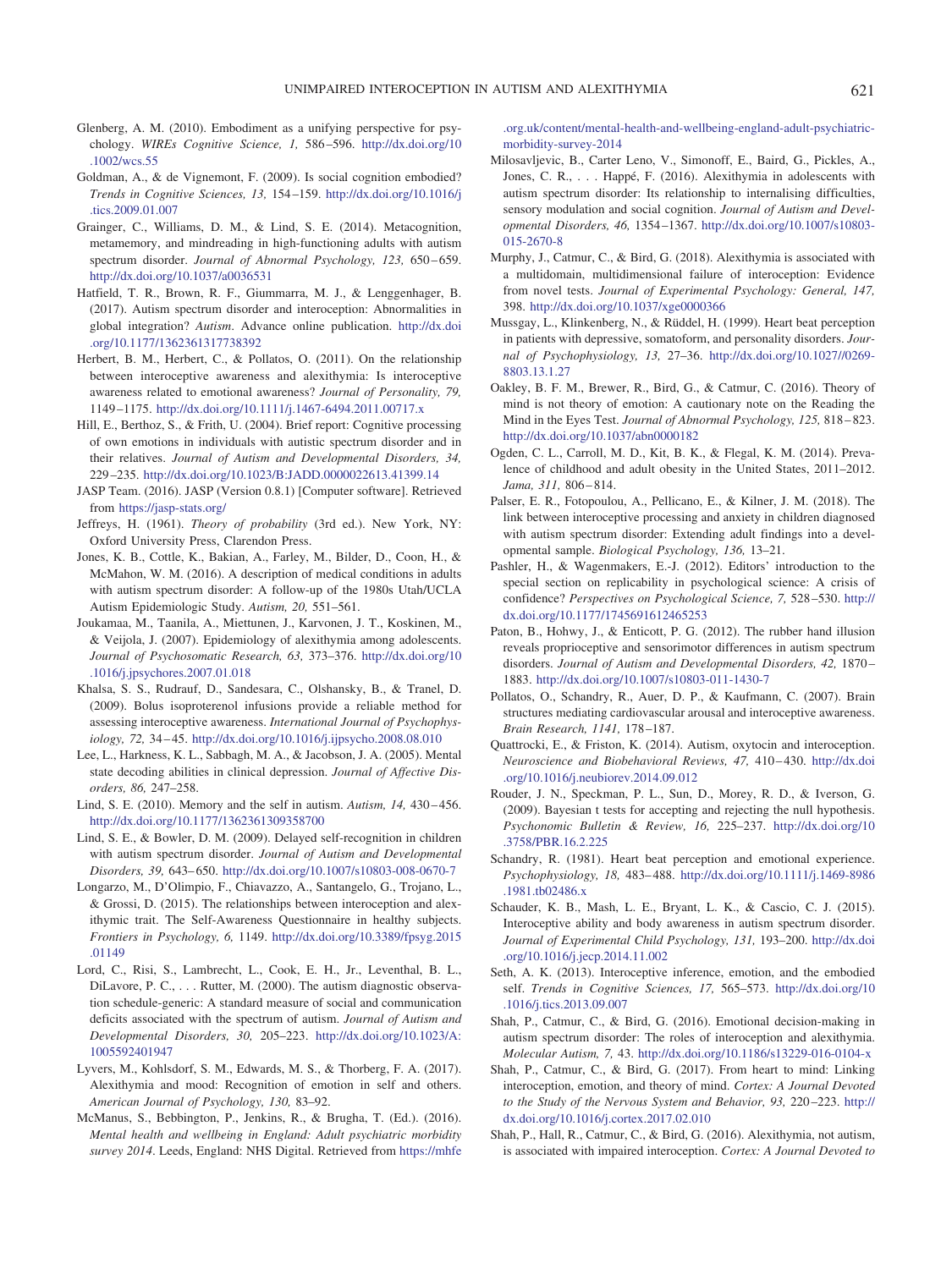Glenberg, A. M. (2010). Embodiment as a unifying perspective for psychology. *WIREs Cognitive Science, 1,* 586–596. http://dx.doi.org/10.1002/wcs.55

Goldman, A., & de Vignemont, F. (2009). Is social cognition embodied? *Trends in Cognitive Sciences, 13,* 154–159. http://dx.doi.org/10.1016/j.tics.2009.01.007

Grainger, C., Williams, D. M., & Lind, S. E. (2014). Metacognition, metamemory, and mindreading in high-functioning adults with autism spectrum disorder. *Journal of Abnormal Psychology, 123,* 650–659. http://dx.doi.org/10.1037/a0036531

Hatfield, T. R., Brown, R. F., Giummarra, M. J., & Lenggenhager, B. (2017). Autism spectrum disorder and interoception: Abnormalities in global integration? *Autism*. Advance online publication. http://dx.doi.org/10.1177/1362361317738392

Herbert, B. M., Herbert, C., & Pollatos, O. (2011). On the relationship between interoceptive awareness and alexithymia: Is interoceptive awareness related to emotional awareness? *Journal of Personality, 79,* 1149–1175. http://dx.doi.org/10.1111/j.1467-6494.2011.00717.x

Hill, E., Berthoz, S., & Frith, U. (2004). Brief report: Cognitive processing of own emotions in individuals with autistic spectrum disorder and in their relatives. *Journal of Autism and Developmental Disorders, 34,* 229–235. http://dx.doi.org/10.1023/B:JADD.0000022613.41399.14

JASP Team. (2016). JASP (Version 0.8.1) [Computer software]. Retrieved from https://jasp-stats.org/

Jeffreys, H. (1961). *Theory of probability* (3rd ed.). New York, NY: Oxford University Press, Clarendon Press.

Jones, K. B., Cottle, K., Bakian, A., Farley, M., Bilder, D., Coon, H., & McMahon, W. M. (2016). A description of medical conditions in adults with autism spectrum disorder: A follow-up of the 1980s Utah/UCLA Autism Epidemiologic Study. *Autism, 20,* 551–561.

Joukamaa, M., Taanila, A., Miettunen, J., Karvonen, J. T., Koskinen, M., & Veijola, J. (2007). Epidemiology of alexithymia among adolescents. *Journal of Psychosomatic Research, 63,* 373–376. http://dx.doi.org/10.1016/j.jpsychores.2007.01.018

Khalsa, S. S., Rudrauf, D., Sandesara, C., Olshansky, B., & Tranel, D. (2009). Bolus isoproterenol infusions provide a reliable method for assessing interoceptive awareness. *International Journal of Psychophysiology, 72,* 34–45. http://dx.doi.org/10.1016/j.ijpsycho.2008.08.010

Lee, L., Harkness, K. L., Sabbagh, M. A., & Jacobson, J. A. (2005). Mental state decoding abilities in clinical depression. *Journal of Affective Disorders, 86,* 247–258.

Lind, S. E. (2010). Memory and the self in autism. *Autism, 14,* 430–456. http://dx.doi.org/10.1177/1362361309358700

Lind, S. E., & Bowler, D. M. (2009). Delayed self-recognition in children with autism spectrum disorder. *Journal of Autism and Developmental Disorders, 39,* 643–650. http://dx.doi.org/10.1007/s10803-008-0670-7

Longarzo, M., D'Olimpio, F., Chiavazzo, A., Santangelo, G., Trojano, L., & Grossi, D. (2015). The relationships between interoception and alexithymic trait. The Self-Awareness Questionnaire in healthy subjects. *Frontiers in Psychology, 6,* 1149. http://dx.doi.org/10.3389/fpsyg.2015.01149

Lord, C., Risi, S., Lambrecht, L., Cook, E. H., Jr., Leventhal, B. L., DiLavore, P. C., . . . Rutter, M. (2000). The autism diagnostic observation schedule-generic: A standard measure of social and communication deficits associated with the spectrum of autism. *Journal of Autism and Developmental Disorders, 30,* 205–223. http://dx.doi.org/10.1023/A:1005592401947

Lyvers, M., Kohlsdorf, S. M., Edwards, M. S., & Thorberg, F. A. (2017). Alexithymia and mood: Recognition of emotion in self and others. *American Journal of Psychology, 130,* 83–92.

McManus, S., Bebbington, P., Jenkins, R., & Brugha, T. (Ed.). (2016). *Mental health and wellbeing in England: Adult psychiatric morbidity survey 2014*. Leeds, England: NHS Digital. Retrieved from https://mhfe.org.uk/content/mental-health-and-wellbeing-england-adult-psychiatric-morbidity-survey-2014

Milosavljevic, B., Carter Leno, V., Simonoff, E., Baird, G., Pickles, A., Jones, C. R., . . . Happé, F. (2016). Alexithymia in adolescents with autism spectrum disorder: Its relationship to internalising difficulties, sensory modulation and social cognition. *Journal of Autism and Developmental Disorders, 46,* 1354–1367. http://dx.doi.org/10.1007/s10803-015-2670-8

Murphy, J., Catmur, C., & Bird, G. (2018). Alexithymia is associated with a multidomain, multidimensional failure of interoception: Evidence from novel tests. *Journal of Experimental Psychology: General, 147,* 398. http://dx.doi.org/10.1037/xge0000366

Mussgay, L., Klinkenberg, N., & Rüddel, H. (1999). Heart beat perception in patients with depressive, somatoform, and personality disorders. *Journal of Psychophysiology, 13,* 27–36. http://dx.doi.org/10.1027//0269-8803.13.1.27

Oakley, B. F. M., Brewer, R., Bird, G., & Catmur, C. (2016). Theory of mind is not theory of emotion: A cautionary note on the Reading the Mind in the Eyes Test. *Journal of Abnormal Psychology, 125,* 818–823. http://dx.doi.org/10.1037/abn0000182

Ogden, C. L., Carroll, M. D., Kit, B. K., & Flegal, K. M. (2014). Prevalence of childhood and adult obesity in the United States, 2011–2012. *Jama, 311,* 806–814.

Palser, E. R., Fotopoulou, A., Pellicano, E., & Kilner, J. M. (2018). The link between interoceptive processing and anxiety in children diagnosed with autism spectrum disorder: Extending adult findings into a developmental sample. *Biological Psychology, 136,* 13–21.

Pashler, H., & Wagenmakers, E.-J. (2012). Editors' introduction to the special section on replicability in psychological science: A crisis of confidence? *Perspectives on Psychological Science, 7,* 528–530. http://dx.doi.org/10.1177/1745691612465253

Paton, B., Hohwy, J., & Enticott, P. G. (2012). The rubber hand illusion reveals proprioceptive and sensorimotor differences in autism spectrum disorders. *Journal of Autism and Developmental Disorders, 42,* 1870–1883. http://dx.doi.org/10.1007/s10803-011-1430-7

Pollatos, O., Schandry, R., Auer, D. P., & Kaufmann, C. (2007). Brain structures mediating cardiovascular arousal and interoceptive awareness. *Brain Research, 1141,* 178–187.

Quattrocki, E., & Friston, K. (2014). Autism, oxytocin and interoception. *Neuroscience and Biobehavioral Reviews, 47,* 410–430. http://dx.doi.org/10.1016/j.neubiorev.2014.09.012

Rouder, J. N., Speckman, P. L., Sun, D., Morey, R. D., & Iverson, G. (2009). Bayesian t tests for accepting and rejecting the null hypothesis. *Psychonomic Bulletin & Review, 16,* 225–237. http://dx.doi.org/10.3758/PBR.16.2.225

Schandry, R. (1981). Heart beat perception and emotional experience. *Psychophysiology, 18,* 483–488. http://dx.doi.org/10.1111/j.1469-8986.1981.tb02486.x

Schauder, K. B., Mash, L. E., Bryant, L. K., & Cascio, C. J. (2015). Interoceptive ability and body awareness in autism spectrum disorder. *Journal of Experimental Child Psychology, 131,* 193–200. http://dx.doi.org/10.1016/j.jecp.2014.11.002

Seth, A. K. (2013). Interoceptive inference, emotion, and the embodied self. *Trends in Cognitive Sciences, 17,* 565–573. http://dx.doi.org/10.1016/j.tics.2013.09.007

Shah, P., Catmur, C., & Bird, G. (2016). Emotional decision-making in autism spectrum disorder: The roles of interoception and alexithymia. *Molecular Autism, 7,* 43. http://dx.doi.org/10.1186/s13229-016-0104-x

Shah, P., Catmur, C., & Bird, G. (2017). From heart to mind: Linking interoception, emotion, and theory of mind. *Cortex: A Journal Devoted to the Study of the Nervous System and Behavior, 93,* 220–223. http://dx.doi.org/10.1016/j.cortex.2017.02.010

Shah, P., Hall, R., Catmur, C., & Bird, G. (2016). Alexithymia, not autism, is associated with impaired interoception. *Cortex: A Journal Devoted to*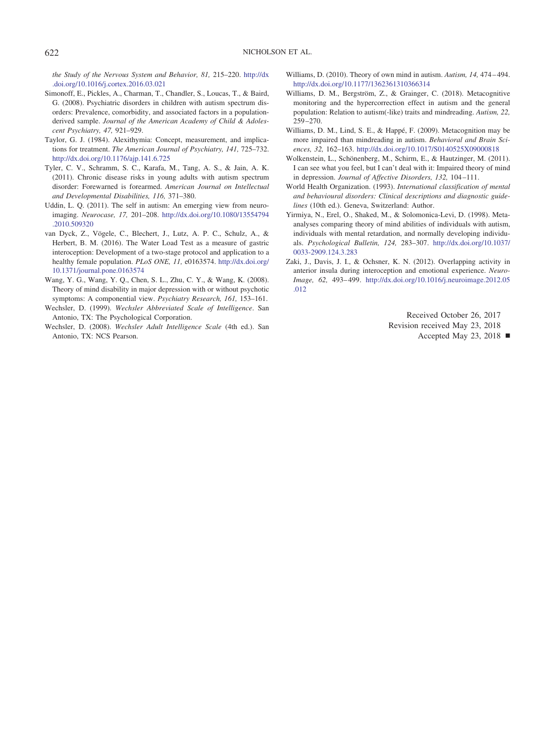*the Study of the Nervous System and Behavior, 81,* 215–220. http://dx.doi.org/10.1016/j.cortex.2016.03.021

Simonoff, E., Pickles, A., Charman, T., Chandler, S., Loucas, T., & Baird, G. (2008). Psychiatric disorders in children with autism spectrum disorders: Prevalence, comorbidity, and associated factors in a population-derived sample. *Journal of the American Academy of Child & Adolescent Psychiatry, 47,* 921–929.

Taylor, G. J. (1984). Alexithymia: Concept, measurement, and implications for treatment. *The American Journal of Psychiatry, 141,* 725–732. http://dx.doi.org/10.1176/ajp.141.6.725

Tyler, C. V., Schramm, S. C., Karafa, M., Tang, A. S., & Jain, A. K. (2011). Chronic disease risks in young adults with autism spectrum disorder: Forewarned is forearmed. *American Journal on Intellectual and Developmental Disabilities, 116,* 371–380.

Uddin, L. Q. (2011). The self in autism: An emerging view from neuroimaging. *Neurocase, 17,* 201–208. http://dx.doi.org/10.1080/13554794.2010.509320

van Dyck, Z., Vögele, C., Blechert, J., Lutz, A. P. C., Schulz, A., & Herbert, B. M. (2016). The Water Load Test as a measure of gastric interoception: Development of a two-stage protocol and application to a healthy female population. *PLoS ONE, 11,* e0163574. http://dx.doi.org/10.1371/journal.pone.0163574

Wang, Y. G., Wang, Y. Q., Chen, S. L., Zhu, C. Y., & Wang, K. (2008). Theory of mind disability in major depression with or without psychotic symptoms: A componential view. *Psychiatry Research, 161,* 153–161.

Wechsler, D. (1999). *Wechsler Abbreviated Scale of Intelligence*. San Antonio, TX: The Psychological Corporation.

Wechsler, D. (2008). *Wechsler Adult Intelligence Scale* (4th ed.). San Antonio, TX: NCS Pearson.

Williams, D. (2010). Theory of own mind in autism. *Autism, 14,* 474–494. http://dx.doi.org/10.1177/1362361310366314

Williams, D. M., Bergström, Z., & Grainger, C. (2018). Metacognitive monitoring and the hypercorrection effect in autism and the general population: Relation to autism(-like) traits and mindreading. *Autism, 22,* 259–270.

Williams, D. M., Lind, S. E., & Happé, F. (2009). Metacognition may be more impaired than mindreading in autism. *Behavioral and Brain Sciences, 32,* 162–163. http://dx.doi.org/10.1017/S0140525X09000818

Wolkenstein, L., Schönenberg, M., Schirm, E., & Hautzinger, M. (2011). I can see what you feel, but I can't deal with it: Impaired theory of mind in depression. *Journal of Affective Disorders, 132,* 104–111.

World Health Organization. (1993). *International classification of mental and behavioural disorders: Clinical descriptions and diagnostic guidelines* (10th ed.). Geneva, Switzerland: Author.

Yirmiya, N., Erel, O., Shaked, M., & Solomonica-Levi, D. (1998). Meta-analyses comparing theory of mind abilities of individuals with autism, individuals with mental retardation, and normally developing individuals. *Psychological Bulletin, 124,* 283–307. http://dx.doi.org/10.1037/0033-2909.124.3.283

Zaki, J., Davis, J. I., & Ochsner, K. N. (2012). Overlapping activity in anterior insula during interoception and emotional experience. *NeuroImage, 62,* 493–499. http://dx.doi.org/10.1016/j.neuroimage.2012.05.012

Received October 26, 2017
Revision received May 23, 2018
Accepted May 23, 2018 ■